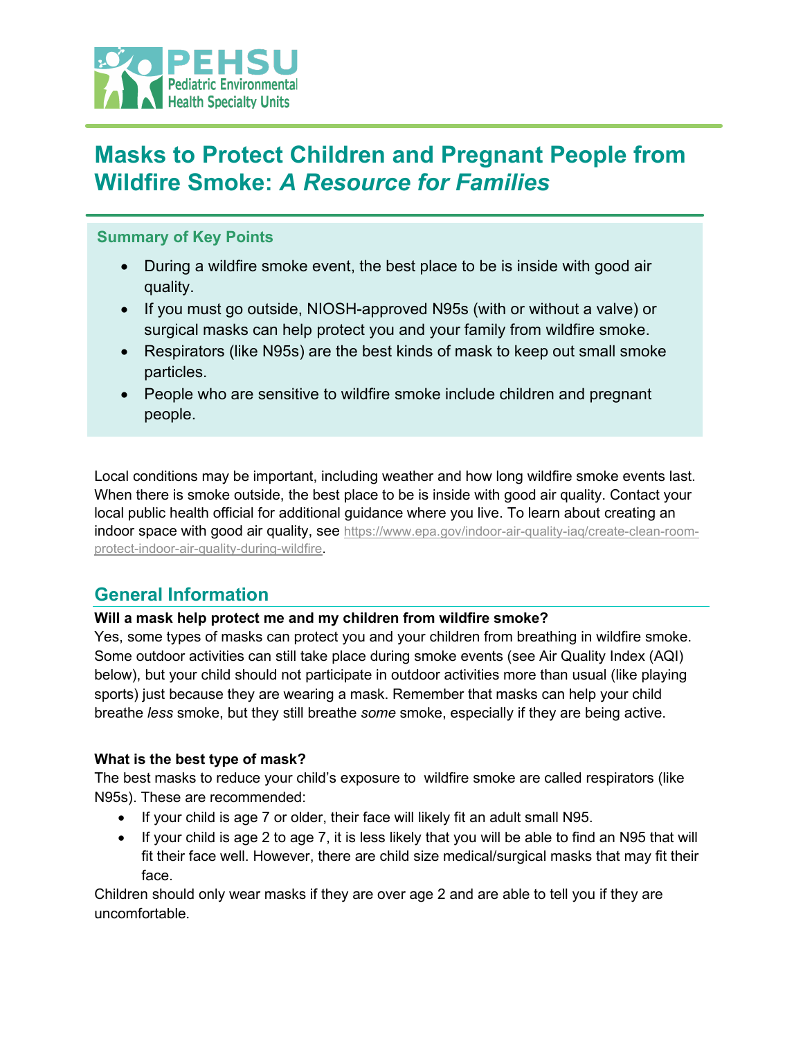PEHSU
Pediatric Environmental
Health Specialty Units

# Masks to Protect Children and Pregnant People from Wildfire Smoke: *A Resource for Families*

### Summary of Key Points

- During a wildfire smoke event, the best place to be is inside with good air quality.
- If you must go outside, NIOSH-approved N95s (with or without a valve) or surgical masks can help protect you and your family from wildfire smoke.
- Respirators (like N95s) are the best kinds of mask to keep out small smoke particles.
- People who are sensitive to wildfire smoke include children and pregnant people.

Local conditions may be important, including weather and how long wildfire smoke events last. When there is smoke outside, the best place to be is inside with good air quality. Contact your local public health official for additional guidance where you live. To learn about creating an indoor space with good air quality, see https://www.epa.gov/indoor-air-quality-iaq/create-clean-room-protect-indoor-air-quality-during-wildfire.

## General Information

**Will a mask help protect me and my children from wildfire smoke?**
Yes, some types of masks can protect you and your children from breathing in wildfire smoke. Some outdoor activities can still take place during smoke events (see Air Quality Index (AQI) below), but your child should not participate in outdoor activities more than usual (like playing sports) just because they are wearing a mask. Remember that masks can help your child breathe *less* smoke, but they still breathe *some* smoke, especially if they are being active.

**What is the best type of mask?**
The best masks to reduce your child's exposure to wildfire smoke are called respirators (like N95s). These are recommended:

- If your child is age 7 or older, their face will likely fit an adult small N95.
- If your child is age 2 to age 7, it is less likely that you will be able to find an N95 that will fit their face well. However, there are child size medical/surgical masks that may fit their face.

Children should only wear masks if they are over age 2 and are able to tell you if they are uncomfortable.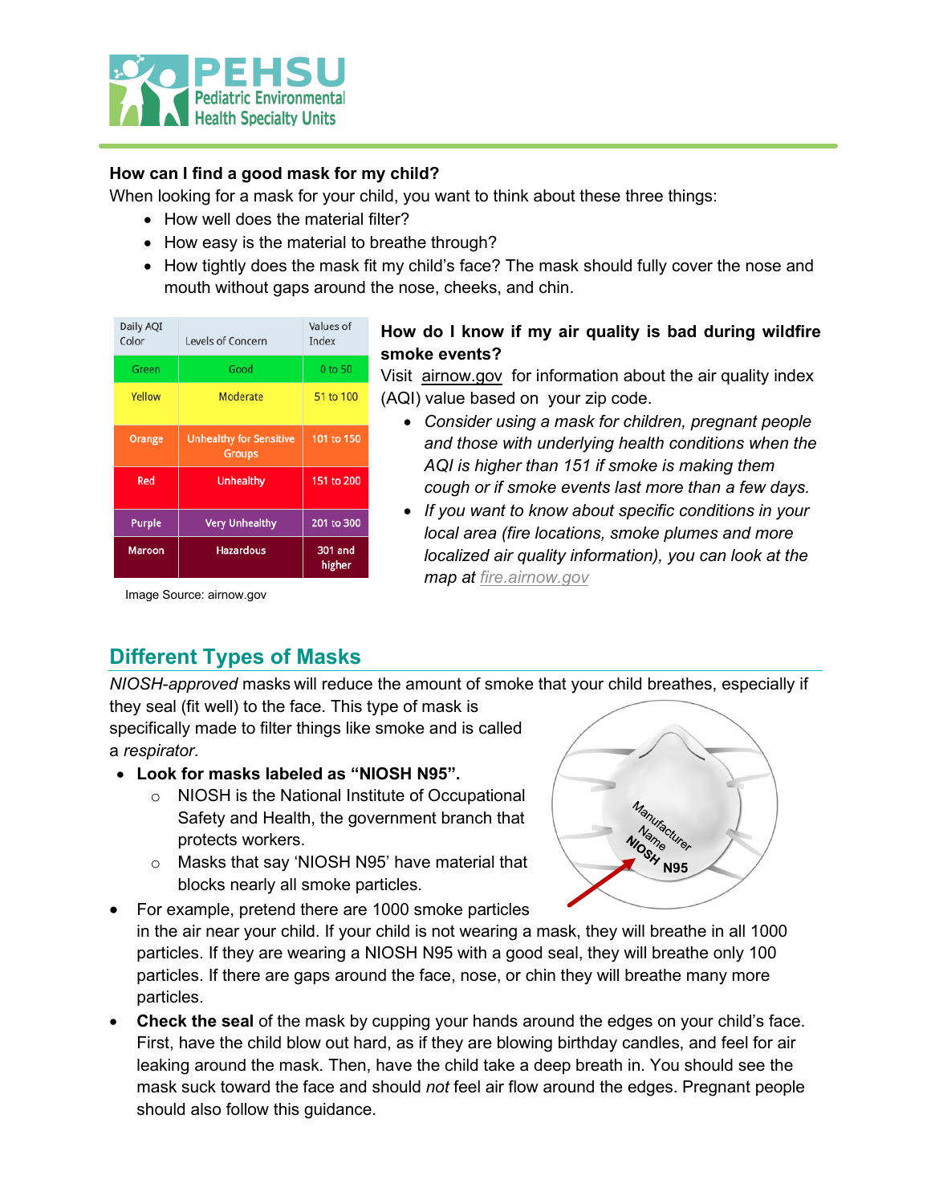**How can I find a good mask for my child?**

When looking for a mask for your child, you want to think about these three things:

- How well does the material filter?
- How easy is the material to breathe through?
- How tightly does the mask fit my child's face? The mask should fully cover the nose and mouth without gaps around the nose, cheeks, and chin.

| Daily AQI Color | Levels of Concern | Values of Index |
| --- | --- | --- |
| Green | Good | 0 to 50 |
| Yellow | Moderate | 51 to 100 |
| Orange | Unhealthy for Sensitive Groups | 101 to 150 |
| Red | Unhealthy | 151 to 200 |
| Purple | Very Unhealthy | 201 to 300 |
| Maroon | Hazardous | 301 and higher |

Image Source: airnow.gov

**How do I know if my air quality is bad during wildfire smoke events?**

Visit airnow.gov for information about the air quality index (AQI) value based on your zip code.

- *Consider using a mask for children, pregnant people and those with underlying health conditions when the AQI is higher than 151 if smoke is making them cough or if smoke events last more than a few days.*
- *If you want to know about specific conditions in your local area (fire locations, smoke plumes and more localized air quality information), you can look at the map at fire.airnow.gov*

## Different Types of Masks

*NIOSH-approved* masks will reduce the amount of smoke that your child breathes, especially if they seal (fit well) to the face. This type of mask is specifically made to filter things like smoke and is called a *respirator*.

- **Look for masks labeled as "NIOSH N95".**
  - NIOSH is the National Institute of Occupational Safety and Health, the government branch that protects workers.
  - Masks that say 'NIOSH N95' have material that blocks nearly all smoke particles.
- For example, pretend there are 1000 smoke particles in the air near your child. If your child is not wearing a mask, they will breathe in all 1000 particles. If they are wearing a NIOSH N95 with a good seal, they will breathe only 100 particles. If there are gaps around the face, nose, or chin they will breathe many more particles.
- **Check the seal** of the mask by cupping your hands around the edges on your child's face. First, have the child blow out hard, as if they are blowing birthday candles, and feel for air leaking around the mask. Then, have the child take a deep breath in. You should see the mask suck toward the face and should *not* feel air flow around the edges. Pregnant people should also follow this guidance.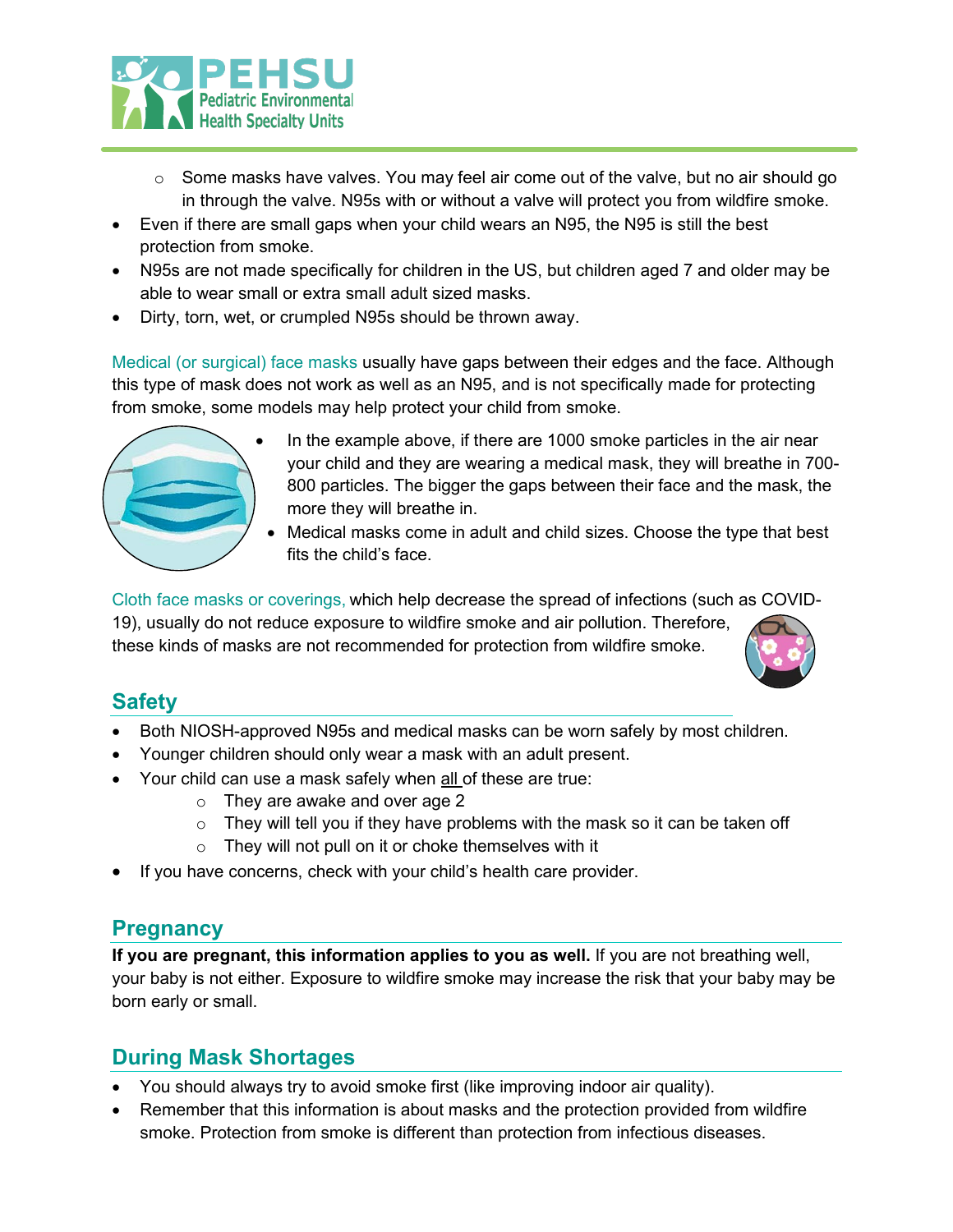- Some masks have valves. You may feel air come out of the valve, but no air should go in through the valve. N95s with or without a valve will protect you from wildfire smoke.

- Even if there are small gaps when your child wears an N95, the N95 is still the best protection from smoke.
- N95s are not made specifically for children in the US, but children aged 7 and older may be able to wear small or extra small adult sized masks.
- Dirty, torn, wet, or crumpled N95s should be thrown away.

Medical (or surgical) face masks usually have gaps between their edges and the face. Although this type of mask does not work as well as an N95, and is not specifically made for protecting from smoke, some models may help protect your child from smoke.

- In the example above, if there are 1000 smoke particles in the air near your child and they are wearing a medical mask, they will breathe in 700-800 particles. The bigger the gaps between their face and the mask, the more they will breathe in.
- Medical masks come in adult and child sizes. Choose the type that best fits the child's face.

Cloth face masks or coverings, which help decrease the spread of infections (such as COVID-19), usually do not reduce exposure to wildfire smoke and air pollution. Therefore, these kinds of masks are not recommended for protection from wildfire smoke.

## Safety

- Both NIOSH-approved N95s and medical masks can be worn safely by most children.
- Younger children should only wear a mask with an adult present.
- Your child can use a mask safely when all of these are true:
  - They are awake and over age 2
  - They will tell you if they have problems with the mask so it can be taken off
  - They will not pull on it or choke themselves with it
- If you have concerns, check with your child's health care provider.

## Pregnancy

**If you are pregnant, this information applies to you as well.** If you are not breathing well, your baby is not either. Exposure to wildfire smoke may increase the risk that your baby may be born early or small.

## During Mask Shortages

- You should always try to avoid smoke first (like improving indoor air quality).
- Remember that this information is about masks and the protection provided from wildfire smoke. Protection from smoke is different than protection from infectious diseases.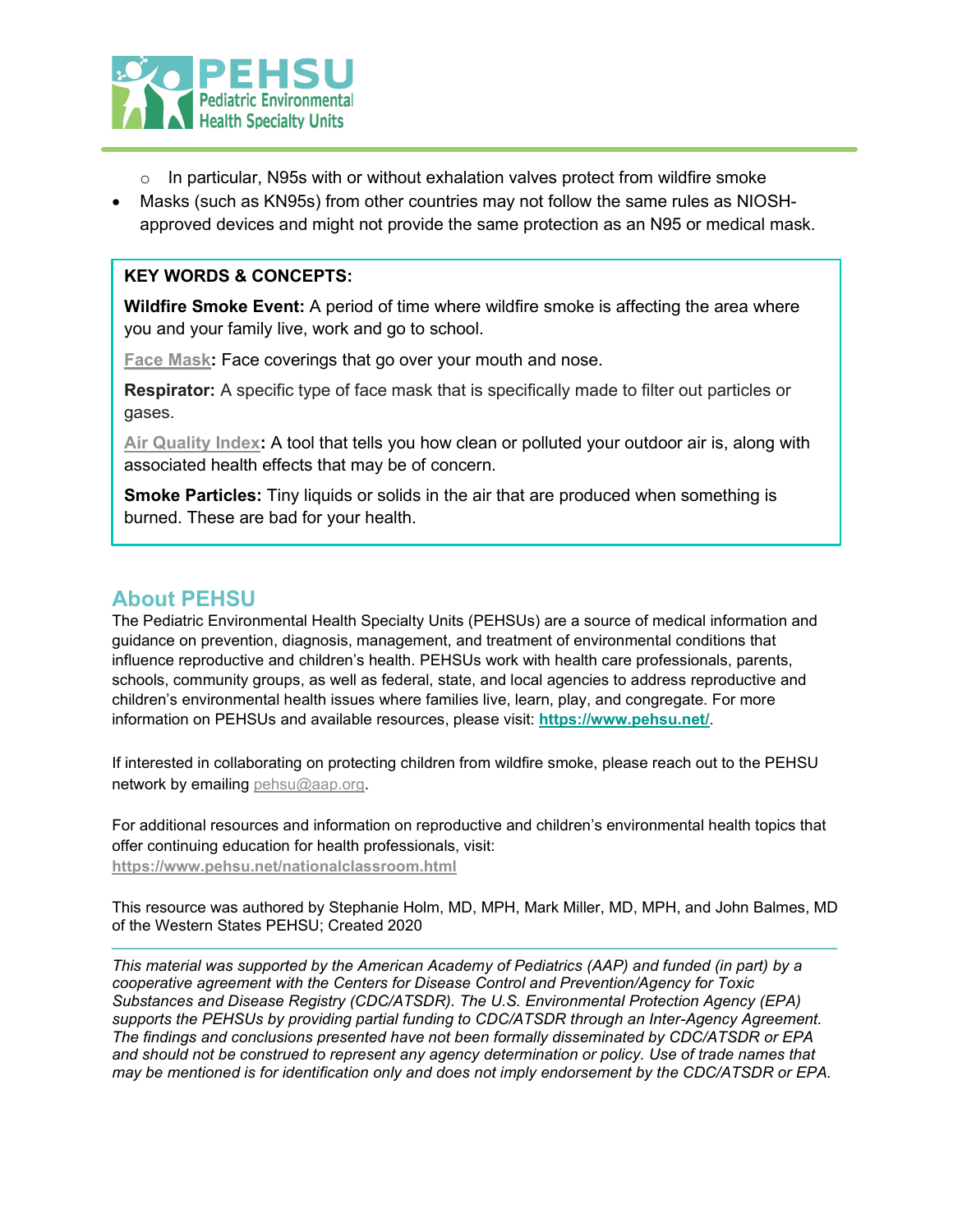- In particular, N95s with or without exhalation valves protect from wildfire smoke
- Masks (such as KN95s) from other countries may not follow the same rules as NIOSH-approved devices and might not provide the same protection as an N95 or medical mask.

**KEY WORDS & CONCEPTS:**

**Wildfire Smoke Event:** A period of time where wildfire smoke is affecting the area where you and your family live, work and go to school.

**Face Mask:** Face coverings that go over your mouth and nose.

**Respirator:** A specific type of face mask that is specifically made to filter out particles or gases.

**Air Quality Index:** A tool that tells you how clean or polluted your outdoor air is, along with associated health effects that may be of concern.

**Smoke Particles:** Tiny liquids or solids in the air that are produced when something is burned. These are bad for your health.

## About PEHSU

The Pediatric Environmental Health Specialty Units (PEHSUs) are a source of medical information and guidance on prevention, diagnosis, management, and treatment of environmental conditions that influence reproductive and children's health. PEHSUs work with health care professionals, parents, schools, community groups, as well as federal, state, and local agencies to address reproductive and children's environmental health issues where families live, learn, play, and congregate. For more information on PEHSUs and available resources, please visit: **https://www.pehsu.net/**.

If interested in collaborating on protecting children from wildfire smoke, please reach out to the PEHSU network by emailing pehsu@aap.org.

For additional resources and information on reproductive and children's environmental health topics that offer continuing education for health professionals, visit: **https://www.pehsu.net/nationalclassroom.html**

This resource was authored by Stephanie Holm, MD, MPH, Mark Miller, MD, MPH, and John Balmes, MD of the Western States PEHSU; Created 2020

*This material was supported by the American Academy of Pediatrics (AAP) and funded (in part) by a cooperative agreement with the Centers for Disease Control and Prevention/Agency for Toxic Substances and Disease Registry (CDC/ATSDR). The U.S. Environmental Protection Agency (EPA) supports the PEHSUs by providing partial funding to CDC/ATSDR through an Inter-Agency Agreement. The findings and conclusions presented have not been formally disseminated by CDC/ATSDR or EPA and should not be construed to represent any agency determination or policy. Use of trade names that may be mentioned is for identification only and does not imply endorsement by the CDC/ATSDR or EPA.*